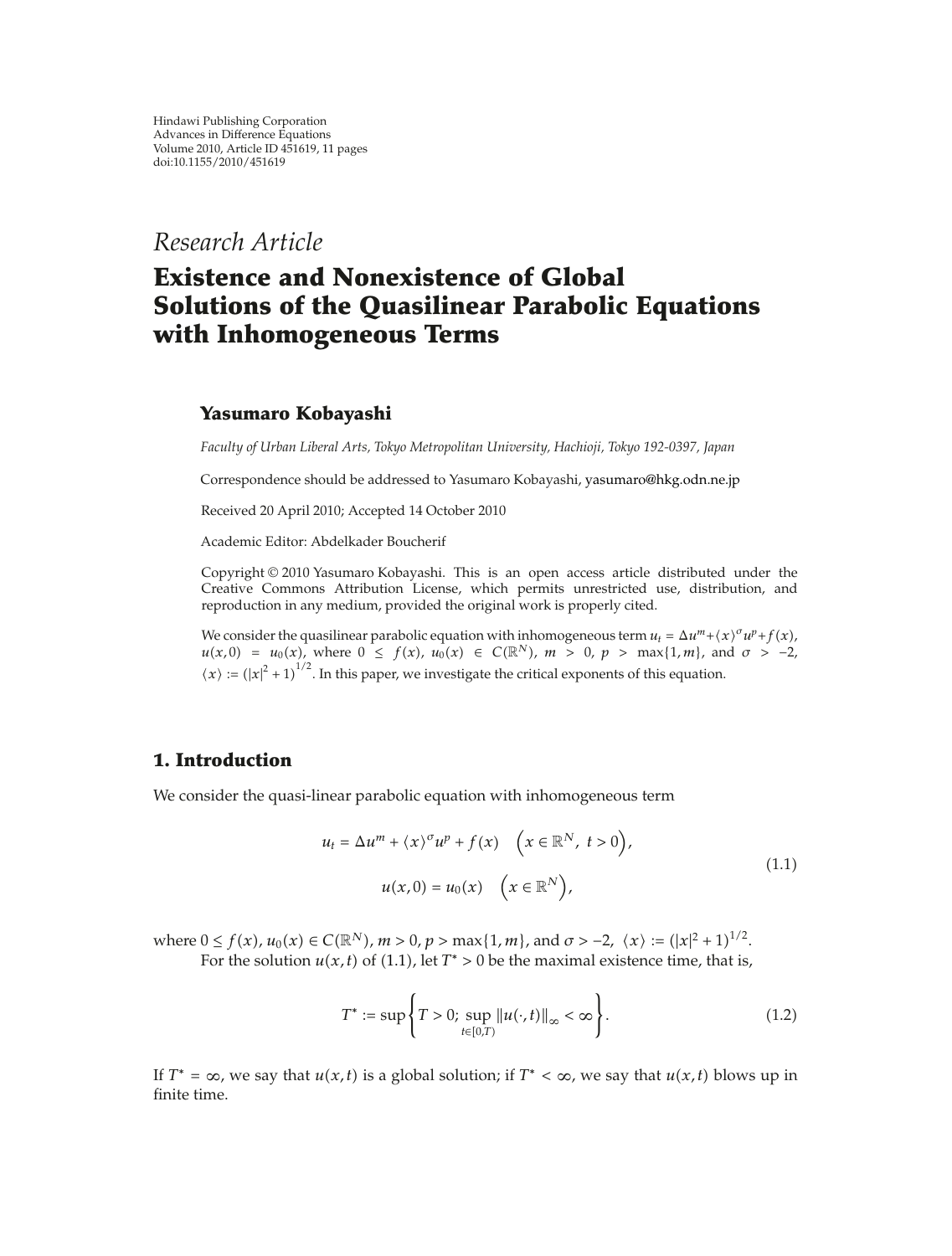Hindawi Publishing Corporation
Advances in Difference Equations
Volume 2010, Article ID 451619, 11 pages
doi:10.1155/2010/451619

*Research Article*

# Existence and Nonexistence of Global Solutions of the Quasilinear Parabolic Equations with Inhomogeneous Terms

**Yasumaro Kobayashi**

*Faculty of Urban Liberal Arts, Tokyo Metropolitan University, Hachioji, Tokyo 192-0397, Japan*

Correspondence should be addressed to Yasumaro Kobayashi, yasumaro@hkg.odn.ne.jp

Received 20 April 2010; Accepted 14 October 2010

Academic Editor: Abdelkader Boucherif

Copyright © 2010 Yasumaro Kobayashi. This is an open access article distributed under the Creative Commons Attribution License, which permits unrestricted use, distribution, and reproduction in any medium, provided the original work is properly cited.

We consider the quasilinear parabolic equation with inhomogeneous term $u_t = \Delta u^m + \langle x \rangle^\sigma u^p + f(x)$, $u(x,0) = u_0(x)$, where $0 \le f(x)$, $u_0(x) \in C(\mathbb{R}^N)$, $m > 0$, $p > \max\{1, m\}$, and $\sigma > -2$, $\langle x \rangle := (|x|^2 + 1)^{1/2}$. In this paper, we investigate the critical exponents of this equation.

## 1. Introduction

We consider the quasi-linear parabolic equation with inhomogeneous term

$$
\begin{aligned}
u_t &= \Delta u^m + \langle x \rangle^\sigma u^p + f(x) \quad \left(x \in \mathbb{R}^N,\ t > 0\right), \\
u(x,0) &= u_0(x) \quad \left(x \in \mathbb{R}^N\right),
\end{aligned}
\tag{1.1}
$$

where $0 \le f(x)$, $u_0(x) \in C(\mathbb{R}^N)$, $m > 0$, $p > \max\{1, m\}$, and $\sigma > -2$, $\langle x \rangle := (|x|^2 + 1)^{1/2}$.

For the solution $u(x,t)$ of (1.1), let $T^* > 0$ be the maximal existence time, that is,

$$
T^* := \sup\left\{ T > 0;\ \sup_{t \in [0,T)} \|u(\cdot,t)\|_\infty < \infty \right\}. \tag{1.2}
$$

If $T^* = \infty$, we say that $u(x,t)$ is a global solution; if $T^* < \infty$, we say that $u(x,t)$ blows up in finite time.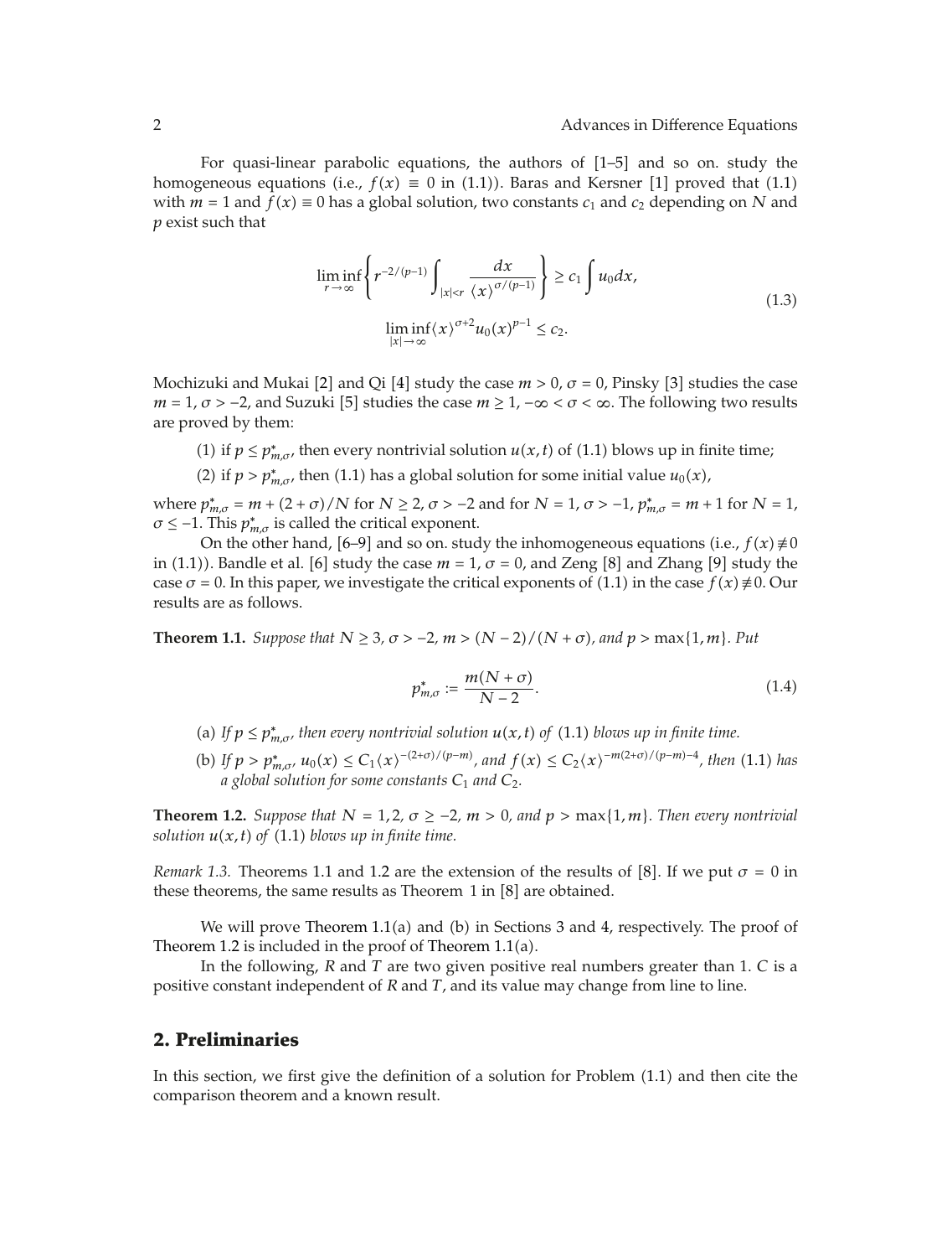For quasi-linear parabolic equations, the authors of [1–5] and so on. study the homogeneous equations (i.e., $f(x) \equiv 0$ in (1.1)). Baras and Kersner [1] proved that (1.1) with $m = 1$ and $f(x) \equiv 0$ has a global solution, two constants $c_1$ and $c_2$ depending on $N$ and $p$ exist such that

$$\liminf_{r\to\infty}\left\{ r^{-2/(p-1)} \int_{|x|<r} \frac{dx}{\langle x\rangle^{\sigma/(p-1)}} \right\} \geq c_1 \int u_0 dx,$$
$$\liminf_{|x|\to\infty} \langle x\rangle^{\sigma+2} u_0(x)^{p-1} \leq c_2. \tag{1.3}$$

Mochizuki and Mukai [2] and Qi [4] study the case $m > 0$, $\sigma = 0$, Pinsky [3] studies the case $m = 1$, $\sigma > -2$, and Suzuki [5] studies the case $m \geq 1$, $-\infty < \sigma < \infty$. The following two results are proved by them:

(1) if $p \leq p^*_{m,\sigma}$, then every nontrivial solution $u(x,t)$ of (1.1) blows up in finite time;

(2) if $p > p^*_{m,\sigma}$, then (1.1) has a global solution for some initial value $u_0(x)$,

where $p^*_{m,\sigma} = m + (2+\sigma)/N$ for $N \geq 2$, $\sigma > -2$ and for $N = 1$, $\sigma > -1$, $p^*_{m,\sigma} = m + 1$ for $N = 1$, $\sigma \leq -1$. This $p^*_{m,\sigma}$ is called the critical exponent.

On the other hand, [6–9] and so on. study the inhomogeneous equations (i.e., $f(x) \not\equiv 0$ in (1.1)). Bandle et al. [6] study the case $m = 1$, $\sigma = 0$, and Zeng [8] and Zhang [9] study the case $\sigma = 0$. In this paper, we investigate the critical exponents of (1.1) in the case $f(x) \not\equiv 0$. Our results are as follows.

**Theorem 1.1.** *Suppose that $N \geq 3$, $\sigma > -2$, $m > (N-2)/(N+\sigma)$, and $p > \max\{1, m\}$. Put*

$$p^*_{m,\sigma} := \frac{m(N+\sigma)}{N-2}. \tag{1.4}$$

(a) *If $p \leq p^*_{m,\sigma}$, then every nontrivial solution $u(x,t)$ of (1.1) blows up in finite time.*

(b) *If $p > p^*_{m,\sigma}$, $u_0(x) \leq C_1\langle x\rangle^{-(2+\sigma)/(p-m)}$, and $f(x) \leq C_2\langle x\rangle^{-m(2+\sigma)/(p-m)-4}$, then (1.1) has a global solution for some constants $C_1$ and $C_2$.*

**Theorem 1.2.** *Suppose that $N = 1, 2$, $\sigma \geq -2$, $m > 0$, and $p > \max\{1, m\}$. Then every nontrivial solution $u(x,t)$ of (1.1) blows up in finite time.*

*Remark 1.3.* Theorems 1.1 and 1.2 are the extension of the results of [8]. If we put $\sigma = 0$ in these theorems, the same results as Theorem 1 in [8] are obtained.

We will prove Theorem 1.1(a) and (b) in Sections 3 and 4, respectively. The proof of Theorem 1.2 is included in the proof of Theorem 1.1(a).

In the following, $R$ and $T$ are two given positive real numbers greater than 1. $C$ is a positive constant independent of $R$ and $T$, and its value may change from line to line.

## 2. Preliminaries

In this section, we first give the definition of a solution for Problem (1.1) and then cite the comparison theorem and a known result.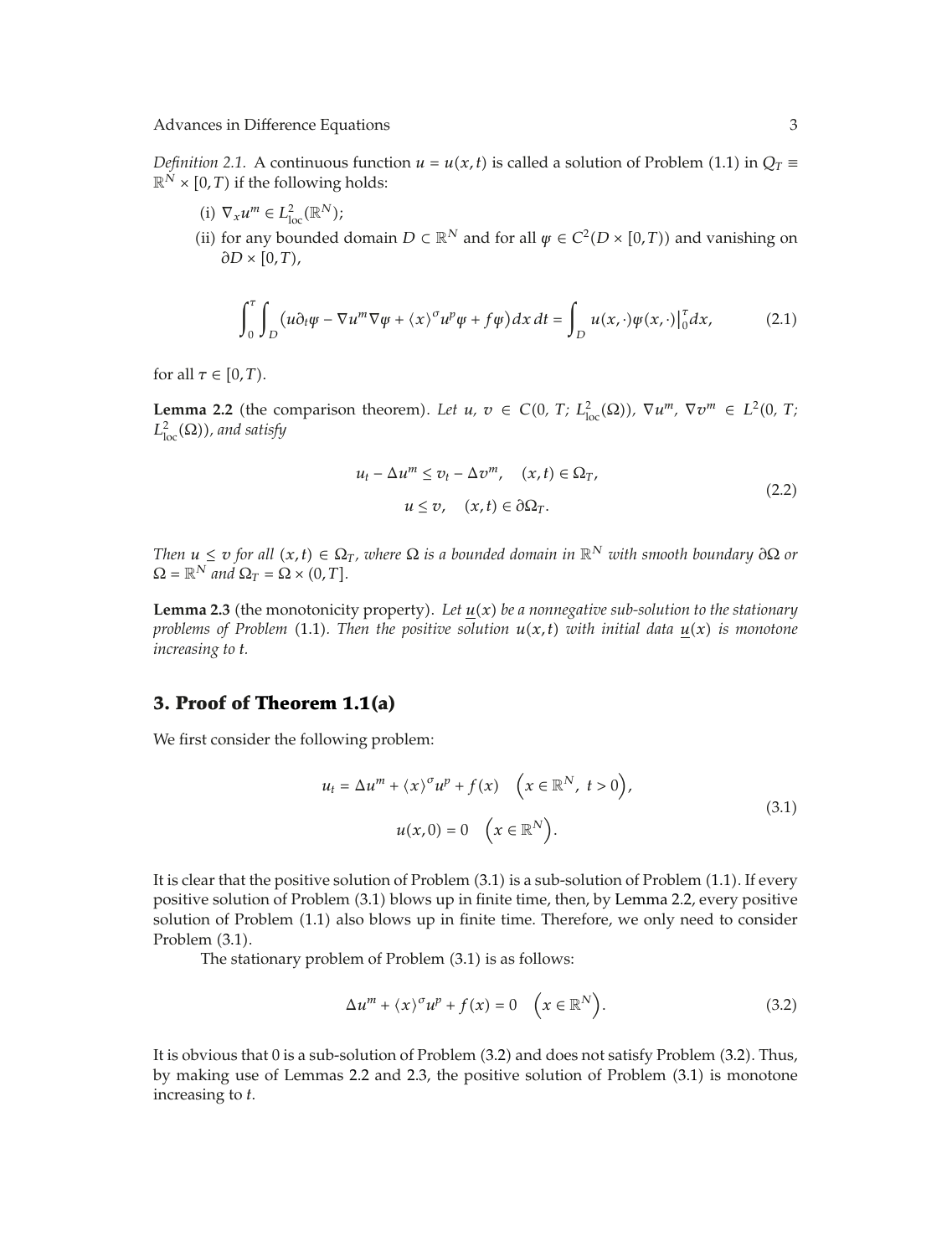*Definition 2.1.* A continuous function $u = u(x,t)$ is called a solution of Problem (1.1) in $Q_T \equiv \mathbb{R}^N \times [0,T)$ if the following holds:

(i) $\nabla_x u^m \in L^2_{\text{loc}}(\mathbb{R}^N)$;

(ii) for any bounded domain $D \subset \mathbb{R}^N$ and for all $\psi \in C^2(D \times [0,T))$ and vanishing on $\partial D \times [0,T)$,

$$\int_0^\tau \int_D \left(u \partial_t \psi - \nabla u^m \nabla \psi + \langle x \rangle^\sigma u^p \psi + f\psi\right) dx\, dt = \int_D u(x,\cdot)\psi(x,\cdot)\Big|_0^\tau dx, \tag{2.1}$$

for all $\tau \in [0,T)$.

**Lemma 2.2** (the comparison theorem). *Let $u$, $v \in C(0, T; L^2_{\text{loc}}(\Omega))$, $\nabla u^m$, $\nabla v^m \in L^2(0, T; L^2_{\text{loc}}(\Omega))$, and satisfy*

$$\begin{gathered} u_t - \Delta u^m \le v_t - \Delta v^m, \quad (x,t) \in \Omega_T, \\ u \le v, \quad (x,t) \in \partial\Omega_T. \end{gathered} \tag{2.2}$$

*Then $u \le v$ for all $(x,t) \in \Omega_T$, where $\Omega$ is a bounded domain in $\mathbb{R}^N$ with smooth boundary $\partial\Omega$ or $\Omega = \mathbb{R}^N$ and $\Omega_T = \Omega \times (0,T]$.*

**Lemma 2.3** (the monotonicity property). *Let $\underline{u}(x)$ be a nonnegative sub-solution to the stationary problems of Problem (1.1). Then the positive solution $u(x,t)$ with initial data $\underline{u}(x)$ is monotone increasing to $t$.*

## 3. Proof of Theorem 1.1(a)

We first consider the following problem:

$$\begin{gathered} u_t = \Delta u^m + \langle x \rangle^\sigma u^p + f(x) \quad \left(x \in \mathbb{R}^N,\ t > 0\right), \\ u(x,0) = 0 \quad \left(x \in \mathbb{R}^N\right). \end{gathered} \tag{3.1}$$

It is clear that the positive solution of Problem (3.1) is a sub-solution of Problem (1.1). If every positive solution of Problem (3.1) blows up in finite time, then, by Lemma 2.2, every positive solution of Problem (1.1) also blows up in finite time. Therefore, we only need to consider Problem (3.1).

The stationary problem of Problem (3.1) is as follows:

$$\Delta u^m + \langle x \rangle^\sigma u^p + f(x) = 0 \quad \left(x \in \mathbb{R}^N\right). \tag{3.2}$$

It is obvious that 0 is a sub-solution of Problem (3.2) and does not satisfy Problem (3.2). Thus, by making use of Lemmas 2.2 and 2.3, the positive solution of Problem (3.1) is monotone increasing to $t$.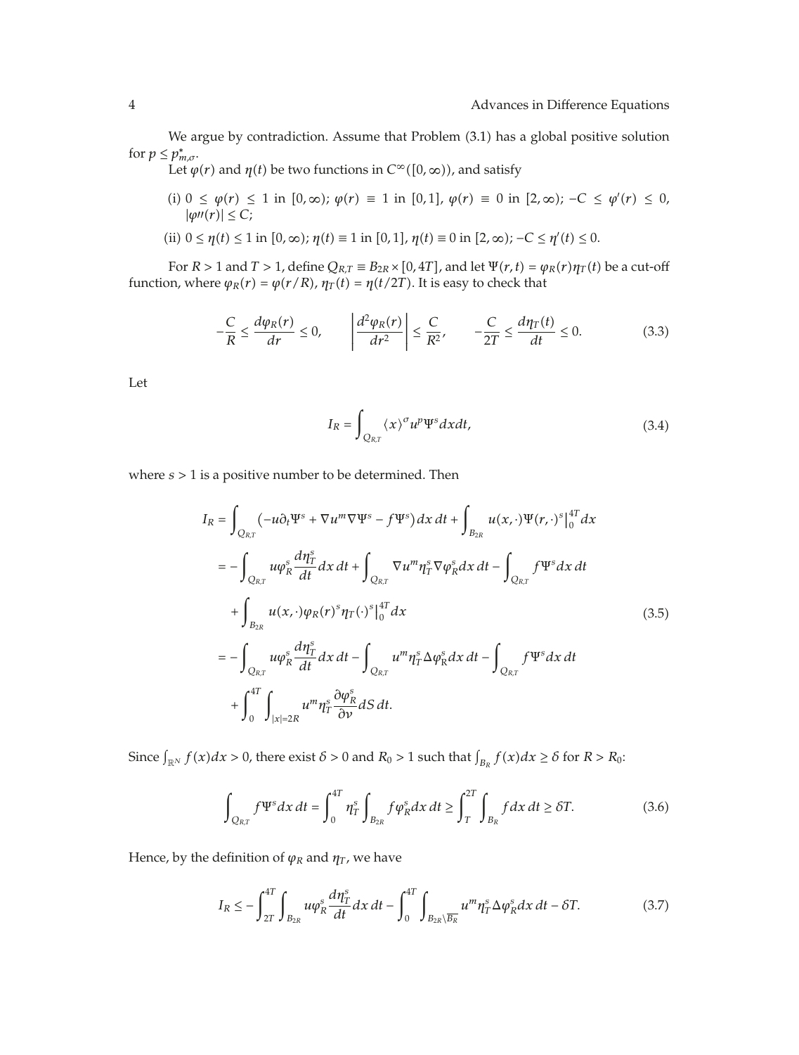We argue by contradiction. Assume that Problem (3.1) has a global positive solution for $p \le p^*_{m,\sigma}$.

Let $\varphi(r)$ and $\eta(t)$ be two functions in $C^\infty([0,\infty))$, and satisfy

(i) $0 \le \varphi(r) \le 1$ in $[0,\infty)$; $\varphi(r) \equiv 1$ in $[0,1]$, $\varphi(r) \equiv 0$ in $[2,\infty)$; $-C \le \varphi'(r) \le 0$, $|\varphi''(r)| \le C$;

(ii) $0 \le \eta(t) \le 1$ in $[0,\infty)$; $\eta(t) \equiv 1$ in $[0,1]$, $\eta(t) \equiv 0$ in $[2,\infty)$; $-C \le \eta'(t) \le 0$.

For $R > 1$ and $T > 1$, define $Q_{R,T} \equiv B_{2R} \times [0, 4T]$, and let $\Psi(r,t) = \varphi_R(r)\eta_T(t)$ be a cut-off function, where $\varphi_R(r) = \varphi(r/R)$, $\eta_T(t) = \eta(t/2T)$. It is easy to check that

$$-\frac{C}{R} \le \frac{d\varphi_R(r)}{dr} \le 0, \qquad \left|\frac{d^2\varphi_R(r)}{dr^2}\right| \le \frac{C}{R^2}, \qquad -\frac{C}{2T} \le \frac{d\eta_T(t)}{dt} \le 0. \tag{3.3}$$

Let

$$I_R = \int_{Q_{R,T}} \langle x \rangle^\sigma u^p \Psi^s \, dx\, dt, \tag{3.4}$$

where $s > 1$ is a positive number to be determined. Then

$$\begin{aligned}
I_R &= \int_{Q_{R,T}} \left(-u\partial_t \Psi^s + \nabla u^m \nabla \Psi^s - f\Psi^s\right) dx\, dt + \int_{B_{2R}} u(x,\cdot)\Psi(r,\cdot)^s\Big|_0^{4T} dx \\
&= -\int_{Q_{R,T}} u\varphi_R^s \frac{d\eta_T^s}{dt} dx\, dt + \int_{Q_{R,T}} \nabla u^m \eta_T^s \nabla \varphi_R^s dx\, dt - \int_{Q_{R,T}} f\Psi^s dx\, dt \\
&\quad + \int_{B_{2R}} u(x,\cdot)\varphi_R(r)^s \eta_T(\cdot)^s\Big|_0^{4T} dx \\
&= -\int_{Q_{R,T}} u\varphi_R^s \frac{d\eta_T^s}{dt} dx\, dt - \int_{Q_{R,T}} u^m \eta_T^s \Delta\varphi_R^s dx\, dt - \int_{Q_{R,T}} f\Psi^s dx\, dt \\
&\quad + \int_0^{4T}\int_{|x|=2R} u^m \eta_T^s \frac{\partial \varphi_R^s}{\partial \nu} dS\, dt.
\end{aligned} \tag{3.5}$$

Since $\int_{\mathbb{R}^N} f(x)dx > 0$, there exist $\delta > 0$ and $R_0 > 1$ such that $\int_{B_R} f(x)dx \ge \delta$ for $R > R_0$:

$$\int_{Q_{R,T}} f\Psi^s dx\, dt = \int_0^{4T} \eta_T^s \int_{B_{2R}} f\varphi_R^s dx\, dt \ge \int_T^{2T}\int_{B_R} f\, dx\, dt \ge \delta T. \tag{3.6}$$

Hence, by the definition of $\varphi_R$ and $\eta_T$, we have

$$I_R \le -\int_{2T}^{4T}\int_{B_{2R}} u\varphi_R^s \frac{d\eta_T^s}{dt} dx\, dt - \int_0^{4T}\int_{B_{2R}\setminus \overline{B_R}} u^m \eta_T^s \Delta\varphi_R^s dx\, dt - \delta T. \tag{3.7}$$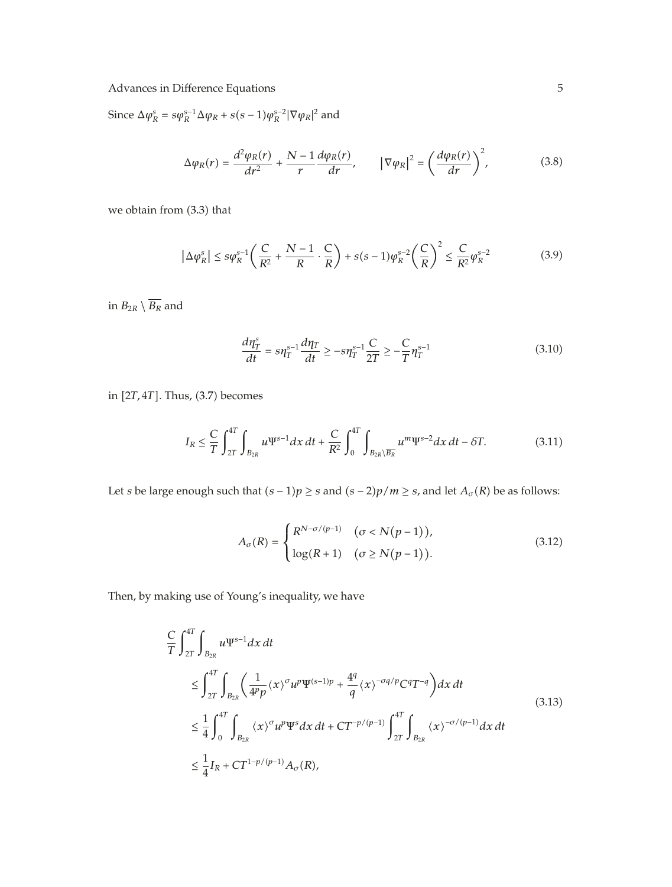Since $\Delta\varphi_R^s = s\varphi_R^{s-1}\Delta\varphi_R + s(s-1)\varphi_R^{s-2}|\nabla\varphi_R|^2$ and

$$\Delta\varphi_R(r) = \frac{d^2\varphi_R(r)}{dr^2} + \frac{N-1}{r}\frac{d\varphi_R(r)}{dr}, \qquad |\nabla\varphi_R|^2 = \left(\frac{d\varphi_R(r)}{dr}\right)^2, \tag{3.8}$$

we obtain from (3.3) that

$$\left|\Delta\varphi_R^s\right| \le s\varphi_R^{s-1}\left(\frac{C}{R^2} + \frac{N-1}{R}\cdot\frac{C}{R}\right) + s(s-1)\varphi_R^{s-2}\left(\frac{C}{R}\right)^2 \le \frac{C}{R^2}\varphi_R^{s-2} \tag{3.9}$$

in $B_{2R} \setminus \overline{B_R}$ and

$$\frac{d\eta_T^s}{dt} = s\eta_T^{s-1}\frac{d\eta_T}{dt} \ge -s\eta_T^{s-1}\frac{C}{2T} \ge -\frac{C}{T}\eta_T^{s-1} \tag{3.10}$$

in $[2T, 4T]$. Thus, (3.7) becomes

$$I_R \le \frac{C}{T}\int_{2T}^{4T}\int_{B_{2R}} u\Psi^{s-1}dx\,dt + \frac{C}{R^2}\int_0^{4T}\int_{B_{2R}\setminus\overline{B_R}} u^m\Psi^{s-2}dx\,dt - \delta T. \tag{3.11}$$

Let $s$ be large enough such that $(s-1)p \ge s$ and $(s-2)p/m \ge s$, and let $A_\sigma(R)$ be as follows:

$$A_\sigma(R) = \begin{cases} R^{N-\sigma/(p-1)} & (\sigma < N(p-1)), \\ \log(R+1) & (\sigma \ge N(p-1)). \end{cases} \tag{3.12}$$

Then, by making use of Young's inequality, we have

$$\begin{aligned}
&\frac{C}{T}\int_{2T}^{4T}\int_{B_{2R}} u\Psi^{s-1}dx\,dt \\
&\quad\le \int_{2T}^{4T}\int_{B_{2R}}\left(\frac{1}{4^p p}\langle x\rangle^\sigma u^p\Psi^{(s-1)p} + \frac{4^q}{q}\langle x\rangle^{-\sigma q/p}C^q T^{-q}\right)dx\,dt \\
&\quad\le \frac{1}{4}\int_0^{4T}\int_{B_{2R}}\langle x\rangle^\sigma u^p\Psi^s dx\,dt + CT^{-p/(p-1)}\int_{2T}^{4T}\int_{B_{2R}}\langle x\rangle^{-\sigma/(p-1)}dx\,dt \\
&\quad\le \frac{1}{4}I_R + CT^{1-p/(p-1)}A_\sigma(R),
\end{aligned} \tag{3.13}$$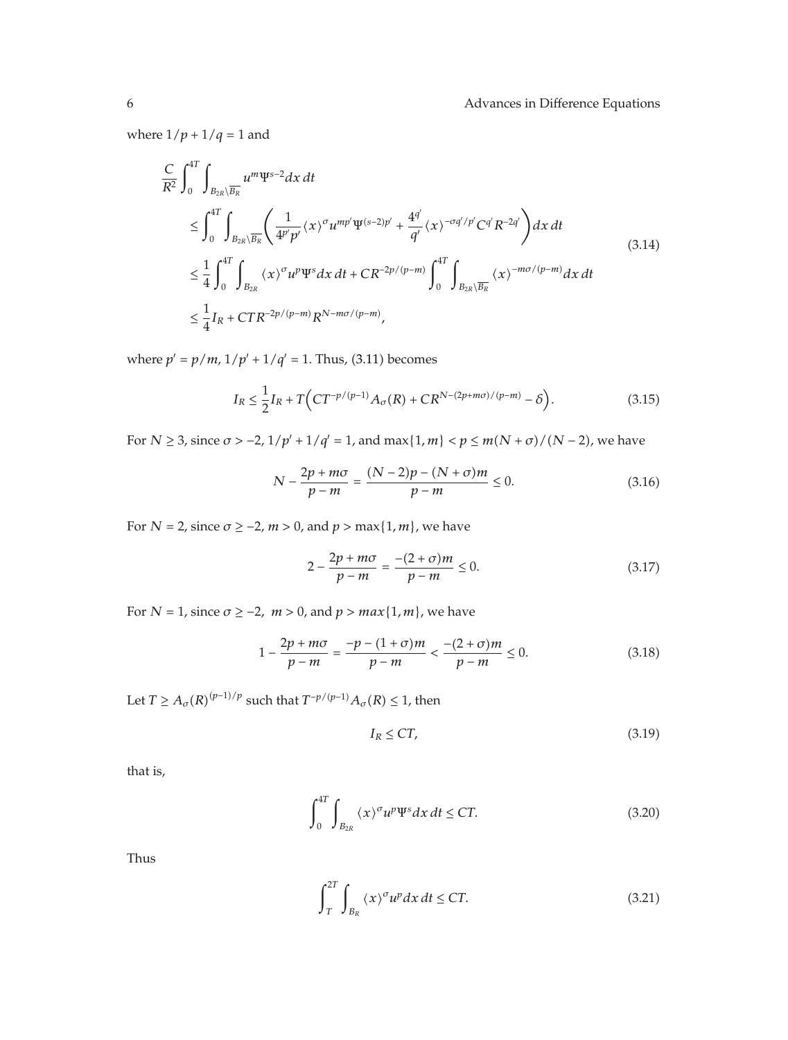where $1/p + 1/q = 1$ and

$$
\begin{aligned}
&\frac{C}{R^2}\int_0^{4T}\int_{B_{2R}\setminus\overline{B_R}} u^m \Psi^{s-2} dx\, dt \\
&\quad\le \int_0^{4T}\int_{B_{2R}\setminus\overline{B_R}} \left(\frac{1}{4^{p'}p'}\langle x\rangle^{\sigma} u^{mp'}\Psi^{(s-2)p'} + \frac{4^{q'}}{q'}\langle x\rangle^{-\sigma q'/p'} C^{q'} R^{-2q'}\right) dx\, dt \\
&\quad\le \frac{1}{4}\int_0^{4T}\int_{B_{2R}} \langle x\rangle^{\sigma} u^p \Psi^s dx\, dt + CR^{-2p/(p-m)}\int_0^{4T}\int_{B_{2R}\setminus\overline{B_R}} \langle x\rangle^{-m\sigma/(p-m)} dx\, dt \\
&\quad\le \frac{1}{4} I_R + CTR^{-2p/(p-m)} R^{N-m\sigma/(p-m)},
\end{aligned}
\tag{3.14}
$$

where $p' = p/m$, $1/p' + 1/q' = 1$. Thus, (3.11) becomes

$$
I_R \le \frac{1}{2} I_R + T\left(CT^{-p/(p-1)} A_{\sigma}(R) + CR^{N-(2p+m\sigma)/(p-m)} - \delta\right). \tag{3.15}
$$

For $N \ge 3$, since $\sigma > -2$, $1/p' + 1/q' = 1$, and $\max\{1, m\} < p \le m(N+\sigma)/(N-2)$, we have

$$
N - \frac{2p + m\sigma}{p - m} = \frac{(N-2)p - (N+\sigma)m}{p - m} \le 0. \tag{3.16}
$$

For $N = 2$, since $\sigma \ge -2$, $m > 0$, and $p > \max\{1, m\}$, we have

$$
2 - \frac{2p + m\sigma}{p - m} = \frac{-(2+\sigma)m}{p - m} \le 0. \tag{3.17}
$$

For $N = 1$, since $\sigma \ge -2$, $m > 0$, and $p > max\{1, m\}$, we have

$$
1 - \frac{2p + m\sigma}{p - m} = \frac{-p - (1+\sigma)m}{p - m} < \frac{-(2+\sigma)m}{p - m} \le 0. \tag{3.18}
$$

Let $T \ge A_{\sigma}(R)^{(p-1)/p}$ such that $T^{-p/(p-1)} A_{\sigma}(R) \le 1$, then

$$
I_R \le CT, \tag{3.19}
$$

that is,

$$
\int_0^{4T}\int_{B_{2R}} \langle x\rangle^{\sigma} u^p \Psi^s dx\, dt \le CT. \tag{3.20}
$$

Thus

$$
\int_T^{2T}\int_{B_R} \langle x\rangle^{\sigma} u^p dx\, dt \le CT. \tag{3.21}
$$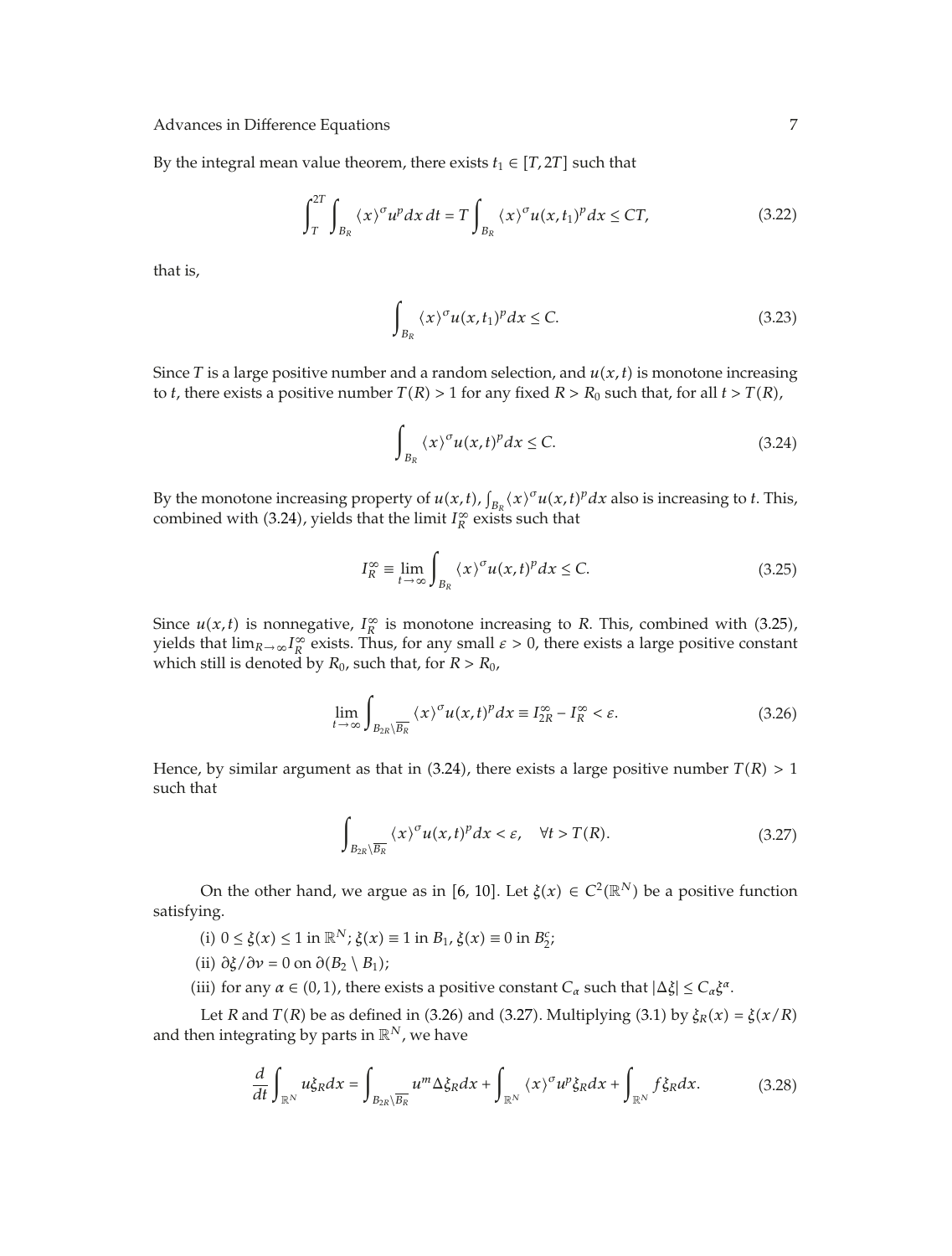By the integral mean value theorem, there exists $t_1 \in [T, 2T]$ such that

$$\int_T^{2T} \int_{B_R} \langle x \rangle^{\sigma} u^p dx\, dt = T \int_{B_R} \langle x \rangle^{\sigma} u(x, t_1)^p dx \le CT, \tag{3.22}$$

that is,

$$\int_{B_R} \langle x \rangle^{\sigma} u(x, t_1)^p dx \le C. \tag{3.23}$$

Since $T$ is a large positive number and a random selection, and $u(x, t)$ is monotone increasing to $t$, there exists a positive number $T(R) > 1$ for any fixed $R > R_0$ such that, for all $t > T(R)$,

$$\int_{B_R} \langle x \rangle^{\sigma} u(x, t)^p dx \le C. \tag{3.24}$$

By the monotone increasing property of $u(x, t)$, $\int_{B_R} \langle x \rangle^{\sigma} u(x, t)^p dx$ also is increasing to $t$. This, combined with (3.24), yields that the limit $I_R^{\infty}$ exists such that

$$I_R^{\infty} \equiv \lim_{t \to \infty} \int_{B_R} \langle x \rangle^{\sigma} u(x, t)^p dx \le C. \tag{3.25}$$

Since $u(x, t)$ is nonnegative, $I_R^{\infty}$ is monotone increasing to $R$. This, combined with (3.25), yields that $\lim_{R \to \infty} I_R^{\infty}$ exists. Thus, for any small $\varepsilon > 0$, there exists a large positive constant which still is denoted by $R_0$, such that, for $R > R_0$,

$$\lim_{t \to \infty} \int_{B_{2R} \setminus \overline{B_R}} \langle x \rangle^{\sigma} u(x, t)^p dx \equiv I_{2R}^{\infty} - I_R^{\infty} < \varepsilon. \tag{3.26}$$

Hence, by similar argument as that in (3.24), there exists a large positive number $T(R) > 1$ such that

$$\int_{B_{2R} \setminus \overline{B_R}} \langle x \rangle^{\sigma} u(x, t)^p dx < \varepsilon, \quad \forall t > T(R). \tag{3.27}$$

On the other hand, we argue as in [6, 10]. Let $\xi(x) \in C^2(\mathbb{R}^N)$ be a positive function satisfying.

(i) $0 \le \xi(x) \le 1$ in $\mathbb{R}^N$; $\xi(x) \equiv 1$ in $B_1$, $\xi(x) \equiv 0$ in $B_2^c$;

(ii) $\partial \xi / \partial \nu = 0$ on $\partial(B_2 \setminus B_1)$;

(iii) for any $\alpha \in (0, 1)$, there exists a positive constant $C_\alpha$ such that $|\Delta \xi| \le C_\alpha \xi^\alpha$.

Let $R$ and $T(R)$ be as defined in (3.26) and (3.27). Multiplying (3.1) by $\xi_R(x) = \xi(x/R)$ and then integrating by parts in $\mathbb{R}^N$, we have

$$\frac{d}{dt} \int_{\mathbb{R}^N} u \xi_R dx = \int_{B_{2R} \setminus \overline{B_R}} u^m \Delta \xi_R dx + \int_{\mathbb{R}^N} \langle x \rangle^{\sigma} u^p \xi_R dx + \int_{\mathbb{R}^N} f \xi_R dx. \tag{3.28}$$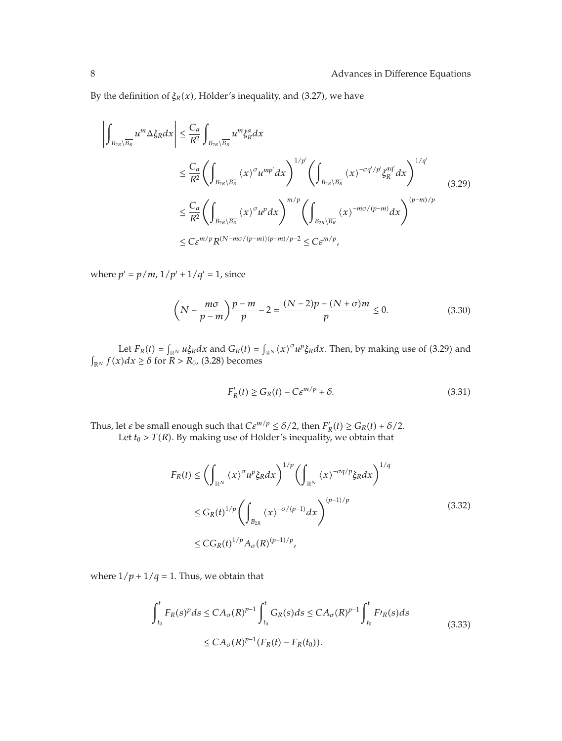By the definition of $\xi_R(x)$, Hölder's inequality, and (3.27), we have

$$
\begin{aligned}
\left|\int_{B_{2R}\setminus\overline{B_R}} u^m \Delta\xi_R dx\right| &\le \frac{C_\alpha}{R^2}\int_{B_{2R}\setminus\overline{B_R}} u^m \xi_R^\alpha dx \\
&\le \frac{C_\alpha}{R^2}\left(\int_{B_{2R}\setminus\overline{B_R}} \langle x\rangle^\sigma u^{mp'} dx\right)^{1/p'}\left(\int_{B_{2R}\setminus\overline{B_R}} \langle x\rangle^{-\sigma q'/p'} \xi_R^{\alpha q'} dx\right)^{1/q'} \\
&\le \frac{C_\alpha}{R^2}\left(\int_{B_{2R}\setminus\overline{B_R}} \langle x\rangle^\sigma u^{p} dx\right)^{m/p}\left(\int_{B_{2R}\setminus\overline{B_R}} \langle x\rangle^{-m\sigma/(p-m)} dx\right)^{(p-m)/p} \\
&\le C\varepsilon^{m/p} R^{(N-m\sigma/(p-m))(p-m)/p-2} \le C\varepsilon^{m/p},
\end{aligned}
\tag{3.29}
$$

where $p' = p/m$, $1/p' + 1/q' = 1$, since

$$
\left(N - \frac{m\sigma}{p-m}\right)\frac{p-m}{p} - 2 = \frac{(N-2)p - (N+\sigma)m}{p} \le 0. \tag{3.30}
$$

Let $F_R(t) = \int_{\mathbb{R}^N} u\xi_R dx$ and $G_R(t) = \int_{\mathbb{R}^N} \langle x\rangle^\sigma u^p \xi_R dx$. Then, by making use of (3.29) and $\int_{\mathbb{R}^N} f(x)dx \ge \delta$ for $R > R_0$, (3.28) becomes

$$
F_R'(t) \ge G_R(t) - C\varepsilon^{m/p} + \delta. \tag{3.31}
$$

Thus, let $\varepsilon$ be small enough such that $C\varepsilon^{m/p} \le \delta/2$, then $F_R'(t) \ge G_R(t) + \delta/2$.

Let $t_0 > T(R)$. By making use of Hölder's inequality, we obtain that

$$
\begin{aligned}
F_R(t) &\le \left(\int_{\mathbb{R}^N} \langle x\rangle^\sigma u^p \xi_R dx\right)^{1/p}\left(\int_{\mathbb{R}^N} \langle x\rangle^{-\sigma q/p} \xi_R dx\right)^{1/q} \\
&\le G_R(t)^{1/p}\left(\int_{B_{2R}} \langle x\rangle^{-\sigma/(p-1)} dx\right)^{(p-1)/p} \\
&\le C G_R(t)^{1/p} A_\sigma(R)^{(p-1)/p},
\end{aligned}
\tag{3.32}
$$

where $1/p + 1/q = 1$. Thus, we obtain that

$$
\begin{aligned}
\int_{t_0}^t F_R(s)^p ds &\le C A_\sigma(R)^{p-1}\int_{t_0}^t G_R(s)ds \le C A_\sigma(R)^{p-1}\int_{t_0}^t F'_R(s)ds \\
&\le C A_\sigma(R)^{p-1}(F_R(t) - F_R(t_0)).
\end{aligned}
\tag{3.33}
$$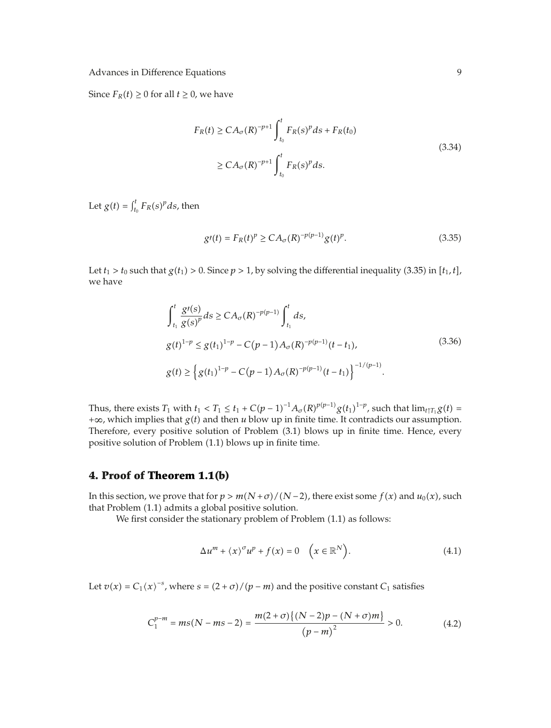Since $F_R(t) \geq 0$ for all $t \geq 0$, we have

$$
\begin{aligned}
F_R(t) &\geq C A_\sigma(R)^{-p+1} \int_{t_0}^{t} F_R(s)^p ds + F_R(t_0) \\
&\geq C A_\sigma(R)^{-p+1} \int_{t_0}^{t} F_R(s)^p ds.
\end{aligned}
\tag{3.34}
$$

Let $g(t) = \int_{t_0}^{t} F_R(s)^p ds$, then

$$
g\prime(t) = F_R(t)^p \geq C A_\sigma(R)^{-p(p-1)} g(t)^p. \tag{3.35}
$$

Let $t_1 > t_0$ such that $g(t_1) > 0$. Since $p > 1$, by solving the differential inequality (3.35) in $[t_1, t]$, we have

$$
\begin{aligned}
&\int_{t_1}^{t} \frac{g\prime(s)}{g(s)^p} ds \geq C A_\sigma(R)^{-p(p-1)} \int_{t_1}^{t} ds, \\
&g(t)^{1-p} \leq g(t_1)^{1-p} - C(p-1) A_\sigma(R)^{-p(p-1)} (t - t_1), \\
&g(t) \geq \left\{ g(t_1)^{1-p} - C(p-1) A_\sigma(R)^{-p(p-1)} (t - t_1) \right\}^{-1/(p-1)}.
\end{aligned}
\tag{3.36}
$$

Thus, there exists $T_1$ with $t_1 < T_1 \leq t_1 + C(p-1)^{-1} A_\sigma(R)^{p(p-1)} g(t_1)^{1-p}$, such that $\lim_{t \uparrow T_1} g(t) = +\infty$, which implies that $g(t)$ and then $u$ blow up in finite time. It contradicts our assumption. Therefore, every positive solution of Problem (3.1) blows up in finite time. Hence, every positive solution of Problem (1.1) blows up in finite time.

## 4. Proof of Theorem 1.1(b)

In this section, we prove that for $p > m(N+\sigma)/(N-2)$, there exist some $f(x)$ and $u_0(x)$, such that Problem (1.1) admits a global positive solution.

We first consider the stationary problem of Problem (1.1) as follows:

$$
\Delta u^m + \langle x \rangle^\sigma u^p + f(x) = 0 \quad \left( x \in \mathbb{R}^N \right). \tag{4.1}
$$

Let $v(x) = C_1 \langle x \rangle^{-s}$, where $s = (2+\sigma)/(p-m)$ and the positive constant $C_1$ satisfies

$$
C_1^{p-m} = ms(N - ms - 2) = \frac{m(2+\sigma)\left\{(N-2)p - (N+\sigma)m\right\}}{(p-m)^2} > 0. \tag{4.2}
$$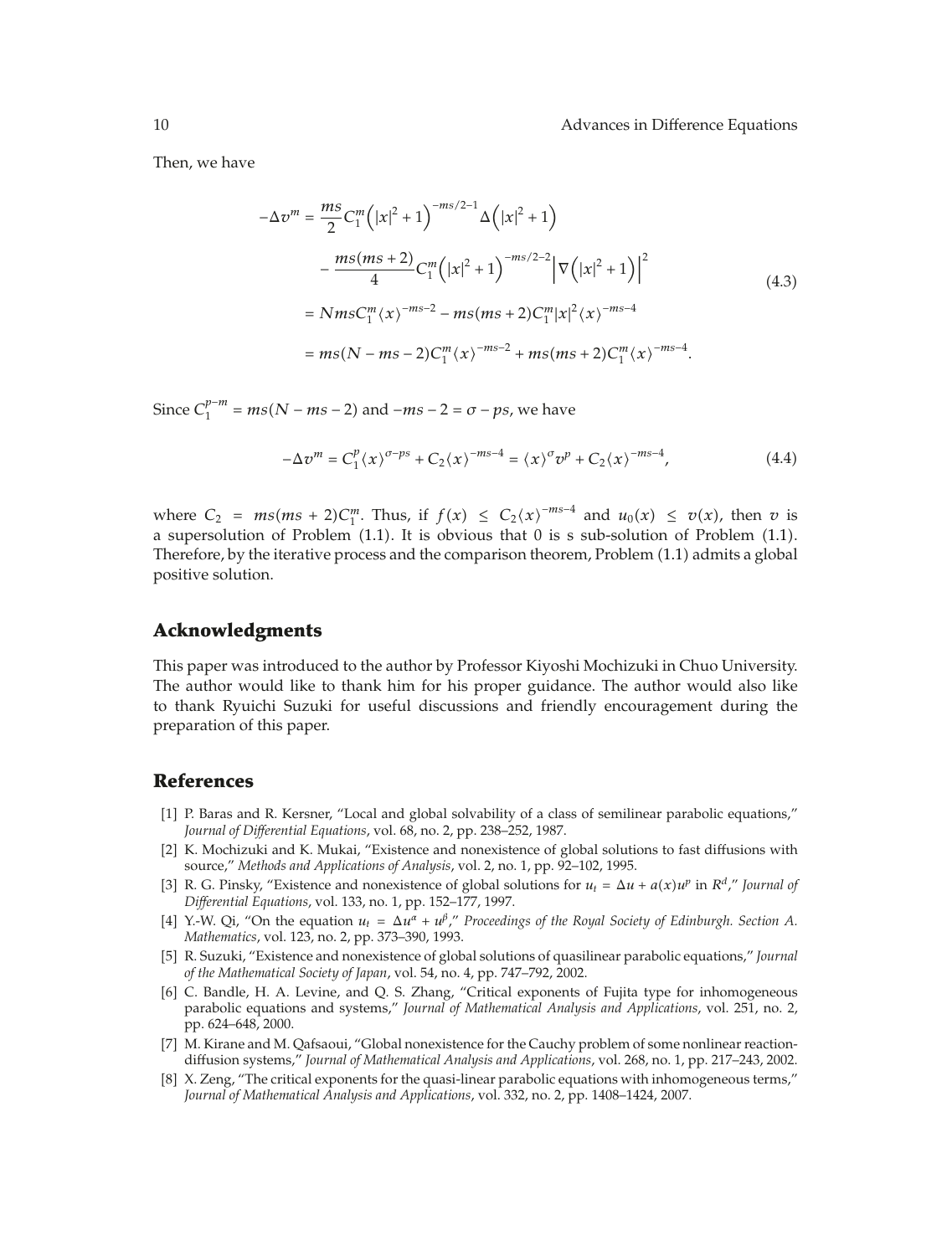Then, we have

$$
\begin{aligned}
-\Delta v^m &= \frac{ms}{2} C_1^m \left(|x|^2+1\right)^{-ms/2-1} \Delta\left(|x|^2+1\right) \\
&\quad - \frac{ms(ms+2)}{4} C_1^m \left(|x|^2+1\right)^{-ms/2-2} \left|\nabla\left(|x|^2+1\right)\right|^2 \\
&= NmsC_1^m \langle x\rangle^{-ms-2} - ms(ms+2)C_1^m |x|^2 \langle x\rangle^{-ms-4} \\
&= ms(N-ms-2)C_1^m \langle x\rangle^{-ms-2} + ms(ms+2)C_1^m \langle x\rangle^{-ms-4}.
\end{aligned}
\tag{4.3}
$$

Since $C_1^{p-m} = ms(N-ms-2)$ and $-ms-2 = \sigma - ps$, we have

$$
-\Delta v^m = C_1^p \langle x\rangle^{\sigma-ps} + C_2 \langle x\rangle^{-ms-4} = \langle x\rangle^{\sigma} v^p + C_2 \langle x\rangle^{-ms-4},
\tag{4.4}
$$

where $C_2 = ms(ms+2)C_1^m$. Thus, if $f(x) \le C_2\langle x\rangle^{-ms-4}$ and $u_0(x) \le v(x)$, then $v$ is a supersolution of Problem (1.1). It is obvious that 0 is s sub-solution of Problem (1.1). Therefore, by the iterative process and the comparison theorem, Problem (1.1) admits a global positive solution.

## Acknowledgments

This paper was introduced to the author by Professor Kiyoshi Mochizuki in Chuo University. The author would like to thank him for his proper guidance. The author would also like to thank Ryuichi Suzuki for useful discussions and friendly encouragement during the preparation of this paper.

## References

[1] P. Baras and R. Kersner, “Local and global solvability of a class of semilinear parabolic equations,” *Journal of Differential Equations*, vol. 68, no. 2, pp. 238–252, 1987.

[2] K. Mochizuki and K. Mukai, “Existence and nonexistence of global solutions to fast diffusions with source,” *Methods and Applications of Analysis*, vol. 2, no. 1, pp. 92–102, 1995.

[3] R. G. Pinsky, “Existence and nonexistence of global solutions for $u_t = \Delta u + a(x)u^p$ in $R^d$,” *Journal of Differential Equations*, vol. 133, no. 1, pp. 152–177, 1997.

[4] Y.-W. Qi, “On the equation $u_t = \Delta u^\alpha + u^\beta$,” *Proceedings of the Royal Society of Edinburgh. Section A. Mathematics*, vol. 123, no. 2, pp. 373–390, 1993.

[5] R. Suzuki, “Existence and nonexistence of global solutions of quasilinear parabolic equations,” *Journal of the Mathematical Society of Japan*, vol. 54, no. 4, pp. 747–792, 2002.

[6] C. Bandle, H. A. Levine, and Q. S. Zhang, “Critical exponents of Fujita type for inhomogeneous parabolic equations and systems,” *Journal of Mathematical Analysis and Applications*, vol. 251, no. 2, pp. 624–648, 2000.

[7] M. Kirane and M. Qafsaoui, “Global nonexistence for the Cauchy problem of some nonlinear reaction-diffusion systems,” *Journal of Mathematical Analysis and Applications*, vol. 268, no. 1, pp. 217–243, 2002.

[8] X. Zeng, “The critical exponents for the quasi-linear parabolic equations with inhomogeneous terms,” *Journal of Mathematical Analysis and Applications*, vol. 332, no. 2, pp. 1408–1424, 2007.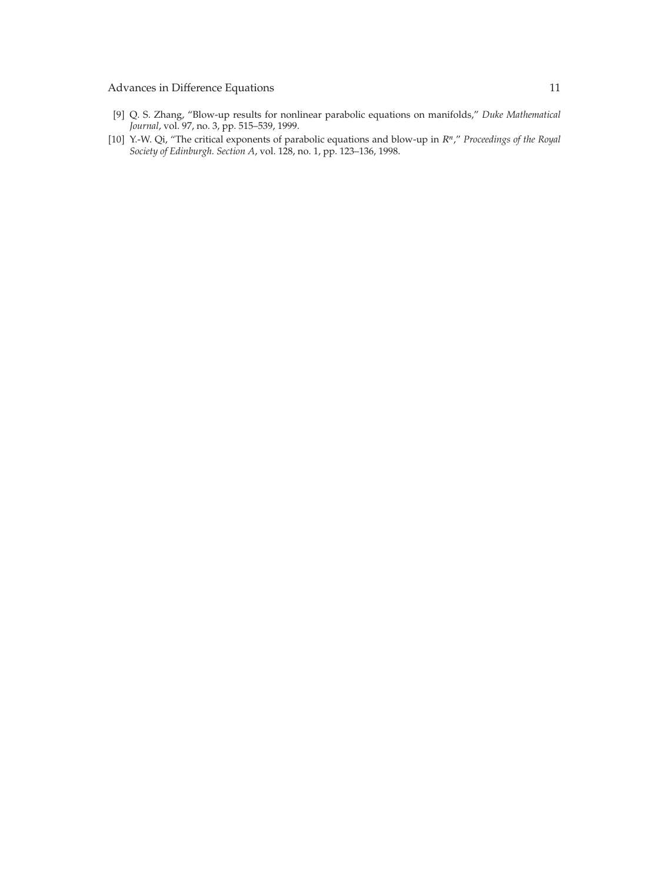[9] Q. S. Zhang, “Blow-up results for nonlinear parabolic equations on manifolds,” *Duke Mathematical Journal*, vol. 97, no. 3, pp. 515–539, 1999.

[10] Y.-W. Qi, “The critical exponents of parabolic equations and blow-up in $R^n$,” *Proceedings of the Royal Society of Edinburgh. Section A*, vol. 128, no. 1, pp. 123–136, 1998.